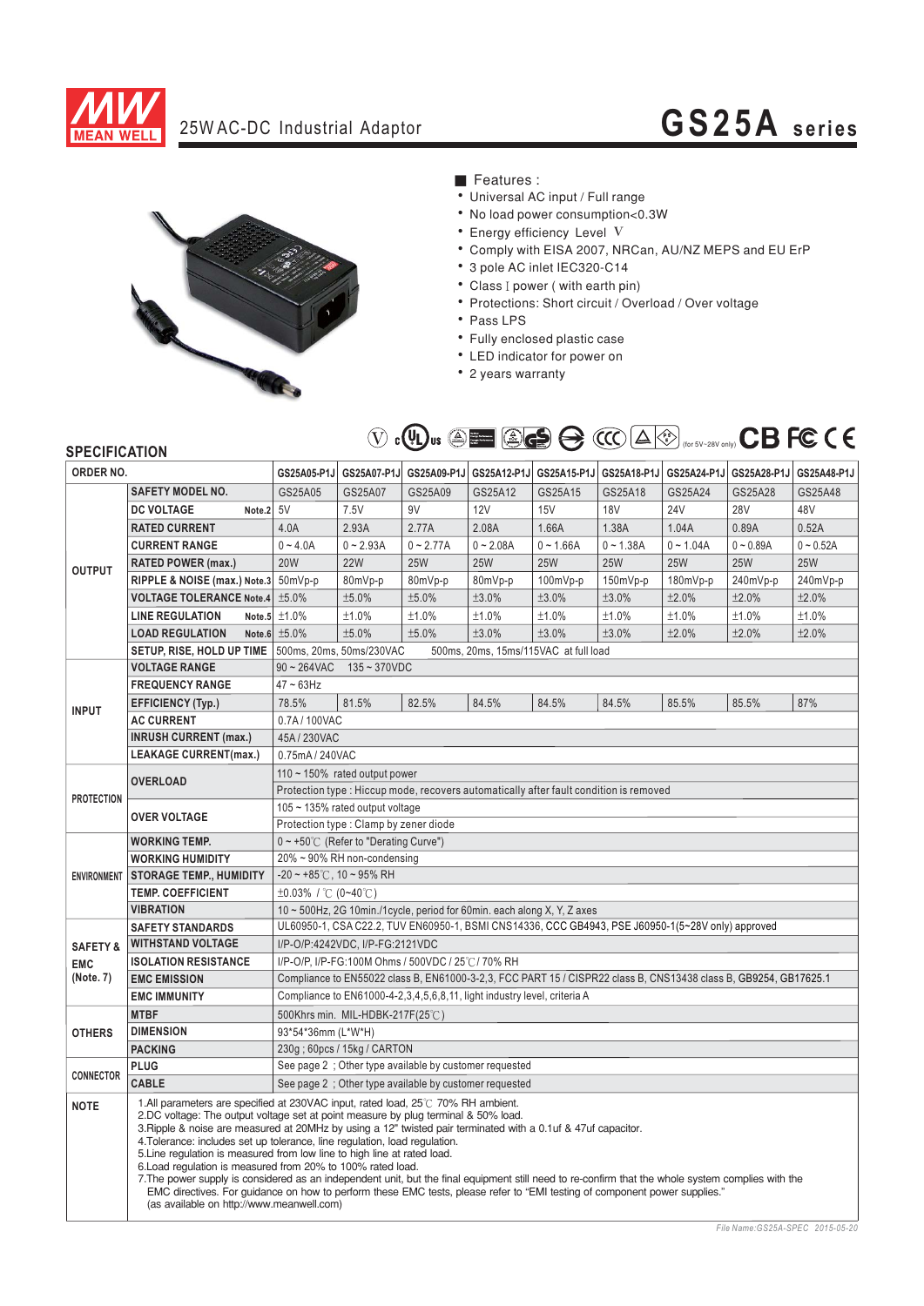# MEAN WELL

## 25W AC-DC Industrial Adaptor

# GS25A series

■ Features :

- Universal AC input / Full range
- No load power consumption<0.3W
- Energy efficiency Level V
- Comply with EISA 2007, NRCan, AU/NZ MEPS and EU ErP
- 3 pole AC inlet IEC320-C14
- Class I power ( with earth pin)
- Protections: Short circuit / Overload / Over voltage
- Pass LPS
- Fully enclosed plastic case
- LED indicator for power on
- 2 years warranty

(for 5V~28V only)

## SPECIFICATION

| | ORDER NO. | GS25A05-P1J | GS25A07-P1J | GS25A09-P1J | GS25A12-P1J | GS25A15-P1J | GS25A18-P1J | GS25A24-P1J | GS25A28-P1J | GS25A48-P1J |
|---|---|---|---|---|---|---|---|---|---|---|
| OUTPUT | SAFETY MODEL NO. | GS25A05 | GS25A07 | GS25A09 | GS25A12 | GS25A15 | GS25A18 | GS25A24 | GS25A28 | GS25A48 |
| | DC VOLTAGE Note.2 | 5V | 7.5V | 9V | 12V | 15V | 18V | 24V | 28V | 48V |
| | RATED CURRENT | 4.0A | 2.93A | 2.77A | 2.08A | 1.66A | 1.38A | 1.04A | 0.89A | 0.52A |
| | CURRENT RANGE | 0 ~ 4.0A | 0 ~ 2.93A | 0 ~ 2.77A | 0 ~ 2.08A | 0 ~ 1.66A | 0 ~ 1.38A | 0 ~ 1.04A | 0 ~ 0.89A | 0 ~ 0.52A |
| | RATED POWER (max.) | 20W | 22W | 25W | 25W | 25W | 25W | 25W | 25W | 25W |
| | RIPPLE & NOISE (max.) Note.3 | 50mVp-p | 80mVp-p | 80mVp-p | 80mVp-p | 100mVp-p | 150mVp-p | 180mVp-p | 240mVp-p | 240mVp-p |
| | VOLTAGE TOLERANCE Note.4 | ±5.0% | ±5.0% | ±5.0% | ±3.0% | ±3.0% | ±3.0% | ±2.0% | ±2.0% | ±2.0% |
| | LINE REGULATION Note.5 | ±1.0% | ±1.0% | ±1.0% | ±1.0% | ±1.0% | ±1.0% | ±1.0% | ±1.0% | ±1.0% |
| | LOAD REGULATION Note.6 | ±5.0% | ±5.0% | ±5.0% | ±3.0% | ±3.0% | ±3.0% | ±2.0% | ±2.0% | ±2.0% |
| | SETUP, RISE, HOLD UP TIME | 500ms, 20ms, 50ms/230VAC 500ms, 20ms, 15ms/115VAC at full load | | | | | | | | |
| INPUT | VOLTAGE RANGE | 90 ~ 264VAC 135 ~ 370VDC | | | | | | | | |
| | FREQUENCY RANGE | 47 ~ 63Hz | | | | | | | | |
| | EFFICIENCY (Typ.) | 78.5% | 81.5% | 82.5% | 84.5% | 84.5% | 84.5% | 85.5% | 85.5% | 87% |
| | AC CURRENT | 0.7A / 100VAC | | | | | | | | |
| | INRUSH CURRENT (max.) | 45A / 230VAC | | | | | | | | |
| | LEAKAGE CURRENT(max.) | 0.75mA / 240VAC | | | | | | | | |
| PROTECTION | OVERLOAD | 110 ~ 150% rated output power<br>Protection type : Hiccup mode, recovers automatically after fault condition is removed | | | | | | | | |
| | OVER VOLTAGE | 105 ~ 135% rated output voltage<br>Protection type : Clamp by zener diode | | | | | | | | |
| ENVIRONMENT | WORKING TEMP. | 0 ~ +50℃ (Refer to "Derating Curve") | | | | | | | | |
| | WORKING HUMIDITY | 20% ~ 90% RH non-condensing | | | | | | | | |
| | STORAGE TEMP., HUMIDITY | -20 ~ +85℃, 10 ~ 95% RH | | | | | | | | |
| | TEMP. COEFFICIENT | ±0.03% / ℃ (0~40℃) | | | | | | | | |
| | VIBRATION | 10 ~ 500Hz, 2G 10min./1cycle, period for 60min. each along X, Y, Z axes | | | | | | | | |
| SAFETY & EMC (Note. 7) | SAFETY STANDARDS | UL60950-1, CSA C22.2, TUV EN60950-1, BSMI CNS14336, CCC GB4943, PSE J60950-1(5~28V only) approved | | | | | | | | |
| | WITHSTAND VOLTAGE | I/P-O/P:4242VDC, I/P-FG:2121VDC | | | | | | | | |
| | ISOLATION RESISTANCE | I/P-O/P, I/P-FG:100M Ohms / 500VDC / 25℃/ 70% RH | | | | | | | | |
| | EMC EMISSION | Compliance to EN55022 class B, EN61000-3-2,3, FCC PART 15 / CISPR22 class B, CNS13438 class B, GB9254, GB17625.1 | | | | | | | | |
| | EMC IMMUNITY | Compliance to EN61000-4-2,3,4,5,6,8,11, light industry level, criteria A | | | | | | | | |
| OTHERS | MTBF | 500Khrs min. MIL-HDBK-217F(25℃) | | | | | | | | |
| | DIMENSION | 93*54*36mm (L*W*H) | | | | | | | | |
| | PACKING | 230g ; 60pcs / 15kg / CARTON | | | | | | | | |
| CONNECTOR | PLUG | See page 2 ; Other type available by customer requested | | | | | | | | |
| | CABLE | See page 2 ; Other type available by customer requested | | | | | | | | |

**NOTE**

1. All parameters are specified at 230VAC input, rated load, 25℃ 70% RH ambient.
2. DC voltage: The output voltage set at point measure by plug terminal & 50% load.
3. Ripple & noise are measured at 20MHz by using a 12" twisted pair terminated with a 0.1uf & 47uf capacitor.
4. Tolerance: includes set up tolerance, line regulation, load regulation.
5. Line regulation is measured from low line to high line at rated load.
6. Load regulation is measured from 20% to 100% rated load.
7. The power supply is considered as an independent unit, but the final equipment still need to re-confirm that the whole system complies with the EMC directives. For guidance on how to perform these EMC tests, please refer to "EMI testing of component power supplies." (as available on http://www.meanwell.com)

File Name:GS25A-SPEC 2015-05-20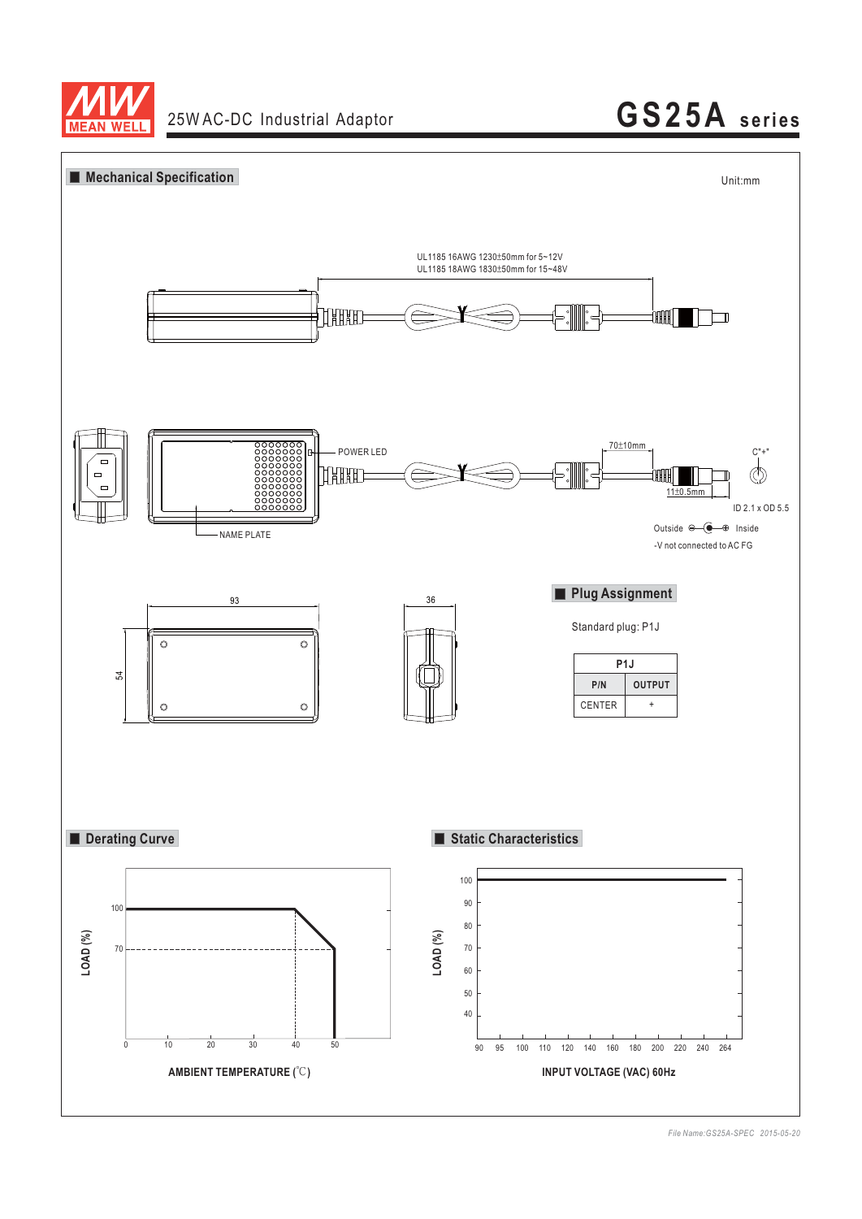# 25W AC-DC Industrial Adaptor — GS25A series

## Mechanical Specification

Unit:mm

UL1185 16AWG 1230±50mm for 5~12V
UL1185 18AWG 1830±50mm for 15~48V

POWER LED

NAME PLATE

70±10mm

11±0.5mm

C"+"

ID 2.1 x OD 5.5

Outside ⊖—◐—⊕ Inside

-V not connected to AC FG

93

54

36

## Plug Assignment

Standard plug: P1J

| P1J | |
|---|---|
| P/N | OUTPUT |
| CENTER | + |

## Derating Curve

LOAD (%)

100
70

0 10 20 30 40 50

AMBIENT TEMPERATURE (℃)

## Static Characteristics

LOAD (%)

100
90
80
70
60
50
40

90 95 100 110 120 140 160 180 200 220 240 264

INPUT VOLTAGE (VAC) 60Hz

*File Name:GS25A-SPEC 2015-05-20*